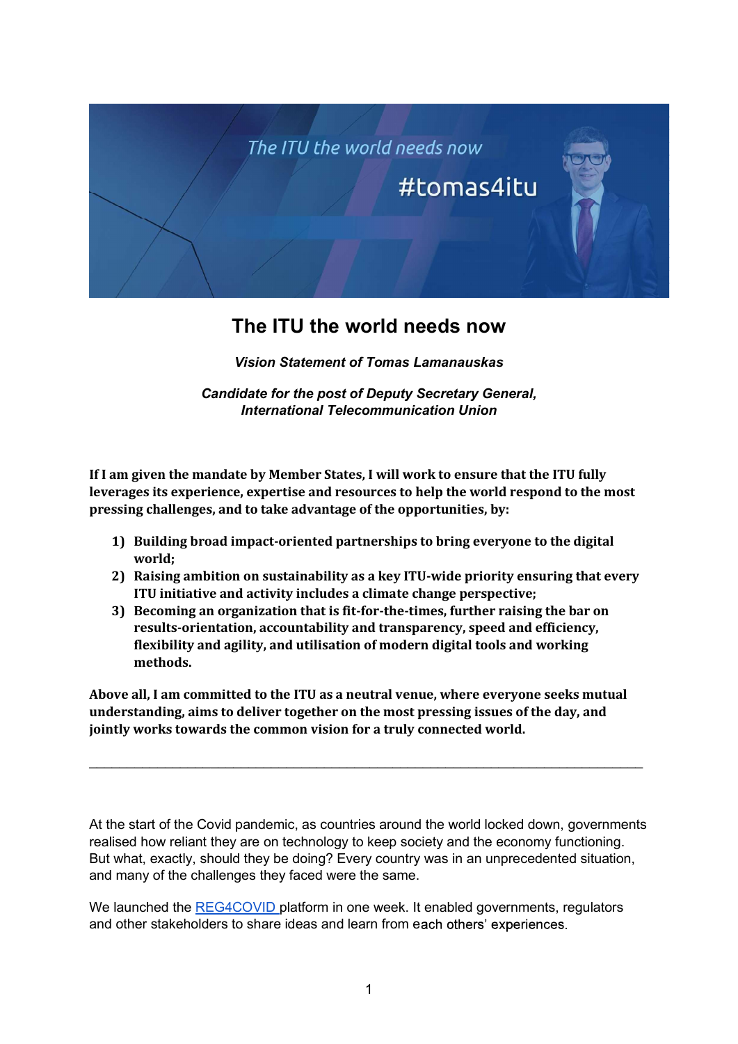# The ITU the world needs now

***Vision Statement of Tomas Lamanauskas***

***Candidate for the post of Deputy Secretary General, International Telecommunication Union***

**If I am given the mandate by Member States, I will work to ensure that the ITU fully leverages its experience, expertise and resources to help the world respond to the most pressing challenges, and to take advantage of the opportunities, by:**

1) **Building broad impact-oriented partnerships to bring everyone to the digital world;**
2) **Raising ambition on sustainability as a key ITU-wide priority ensuring that every ITU initiative and activity includes a climate change perspective;**
3) **Becoming an organization that is fit-for-the-times, further raising the bar on results-orientation, accountability and transparency, speed and efficiency, flexibility and agility, and utilisation of modern digital tools and working methods.**

**Above all, I am committed to the ITU as a neutral venue, where everyone seeks mutual understanding, aims to deliver together on the most pressing issues of the day, and jointly works towards the common vision for a truly connected world.**

---

At the start of the Covid pandemic, as countries around the world locked down, governments realised how reliant they are on technology to keep society and the economy functioning. But what, exactly, should they be doing? Every country was in an unprecedented situation, and many of the challenges they faced were the same.

We launched the REG4COVID platform in one week. It enabled governments, regulators and other stakeholders to share ideas and learn from each others' experiences.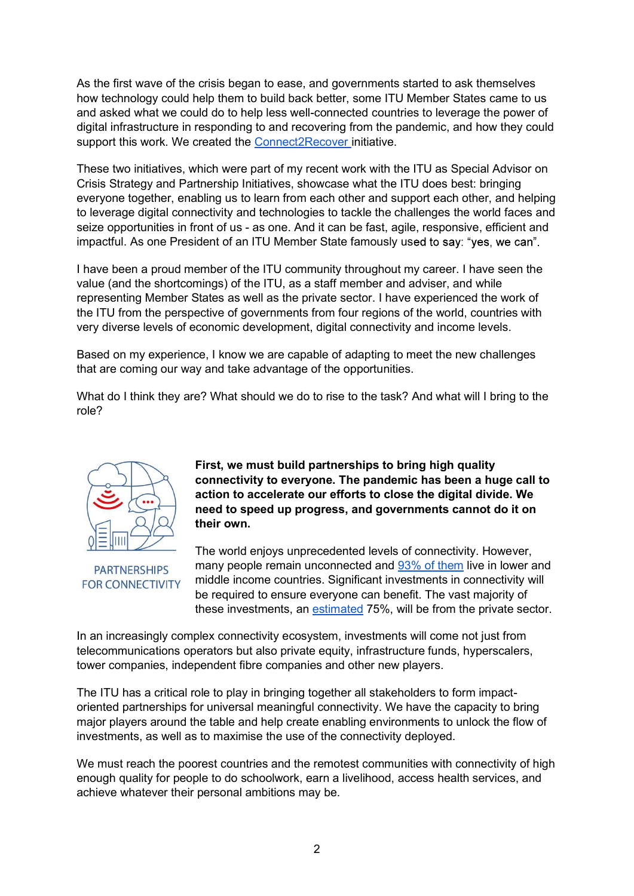As the first wave of the crisis began to ease, and governments started to ask themselves how technology could help them to build back better, some ITU Member States came to us and asked what we could do to help less well-connected countries to leverage the power of digital infrastructure in responding to and recovering from the pandemic, and how they could support this work. We created the Connect2Recover initiative.

These two initiatives, which were part of my recent work with the ITU as Special Advisor on Crisis Strategy and Partnership Initiatives, showcase what the ITU does best: bringing everyone together, enabling us to learn from each other and support each other, and helping to leverage digital connectivity and technologies to tackle the challenges the world faces and seize opportunities in front of us - as one. And it can be fast, agile, responsive, efficient and impactful. As one President of an ITU Member State famously used to say: "yes, we can".

I have been a proud member of the ITU community throughout my career. I have seen the value (and the shortcomings) of the ITU, as a staff member and adviser, and while representing Member States as well as the private sector. I have experienced the work of the ITU from the perspective of governments from four regions of the world, countries with very diverse levels of economic development, digital connectivity and income levels.

Based on my experience, I know we are capable of adapting to meet the new challenges that are coming our way and take advantage of the opportunities.

What do I think they are? What should we do to rise to the task? And what will I bring to the role?

PARTNERSHIPS FOR CONNECTIVITY

**First, we must build partnerships to bring high quality connectivity to everyone. The pandemic has been a huge call to action to accelerate our efforts to close the digital divide. We need to speed up progress, and governments cannot do it on their own.**

The world enjoys unprecedented levels of connectivity. However, many people remain unconnected and 93% of them live in lower and middle income countries. Significant investments in connectivity will be required to ensure everyone can benefit. The vast majority of these investments, an estimated 75%, will be from the private sector.

In an increasingly complex connectivity ecosystem, investments will come not just from telecommunications operators but also private equity, infrastructure funds, hyperscalers, tower companies, independent fibre companies and other new players.

The ITU has a critical role to play in bringing together all stakeholders to form impact-oriented partnerships for universal meaningful connectivity. We have the capacity to bring major players around the table and help create enabling environments to unlock the flow of investments, as well as to maximise the use of the connectivity deployed.

We must reach the poorest countries and the remotest communities with connectivity of high enough quality for people to do schoolwork, earn a livelihood, access health services, and achieve whatever their personal ambitions may be.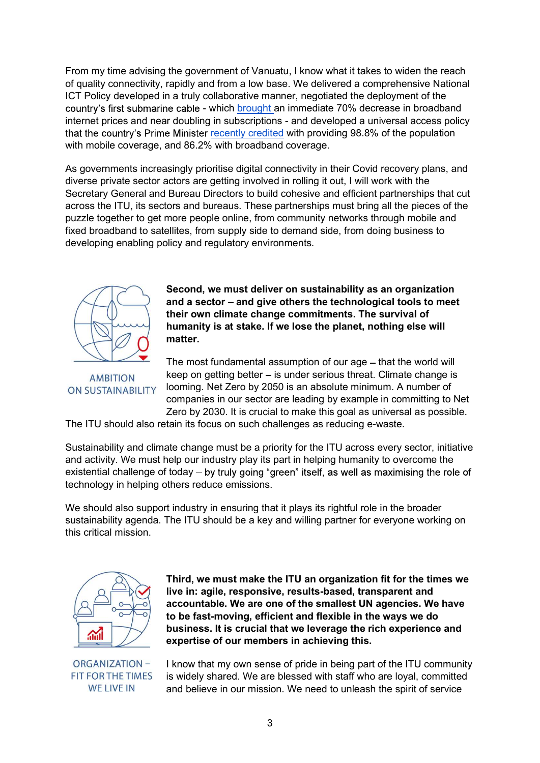From my time advising the government of Vanuatu, I know what it takes to widen the reach of quality connectivity, rapidly and from a low base. We delivered a comprehensive National ICT Policy developed in a truly collaborative manner, negotiated the deployment of the country's first submarine cable - which brought an immediate 70% decrease in broadband internet prices and near doubling in subscriptions - and developed a universal access policy that the country's Prime Minister recently credited with providing 98.8% of the population with mobile coverage, and 86.2% with broadband coverage.

As governments increasingly prioritise digital connectivity in their Covid recovery plans, and diverse private sector actors are getting involved in rolling it out, I will work with the Secretary General and Bureau Directors to build cohesive and efficient partnerships that cut across the ITU, its sectors and bureaus. These partnerships must bring all the pieces of the puzzle together to get more people online, from community networks through mobile and fixed broadband to satellites, from supply side to demand side, from doing business to developing enabling policy and regulatory environments.

AMBITION ON SUSTAINABILITY

**Second, we must deliver on sustainability as an organization and a sector – and give others the technological tools to meet their own climate change commitments. The survival of humanity is at stake. If we lose the planet, nothing else will matter.**

The most fundamental assumption of our age – that the world will keep on getting better – is under serious threat. Climate change is looming. Net Zero by 2050 is an absolute minimum. A number of companies in our sector are leading by example in committing to Net Zero by 2030. It is crucial to make this goal as universal as possible. The ITU should also retain its focus on such challenges as reducing e-waste.

Sustainability and climate change must be a priority for the ITU across every sector, initiative and activity. We must help our industry play its part in helping humanity to overcome the existential challenge of today – by truly going "green" itself, as well as maximising the role of technology in helping others reduce emissions.

We should also support industry in ensuring that it plays its rightful role in the broader sustainability agenda. The ITU should be a key and willing partner for everyone working on this critical mission.

ORGANIZATION – FIT FOR THE TIMES WE LIVE IN

**Third, we must make the ITU an organization fit for the times we live in: agile, responsive, results-based, transparent and accountable. We are one of the smallest UN agencies. We have to be fast-moving, efficient and flexible in the ways we do business. It is crucial that we leverage the rich experience and expertise of our members in achieving this.**

I know that my own sense of pride in being part of the ITU community is widely shared. We are blessed with staff who are loyal, committed and believe in our mission. We need to unleash the spirit of service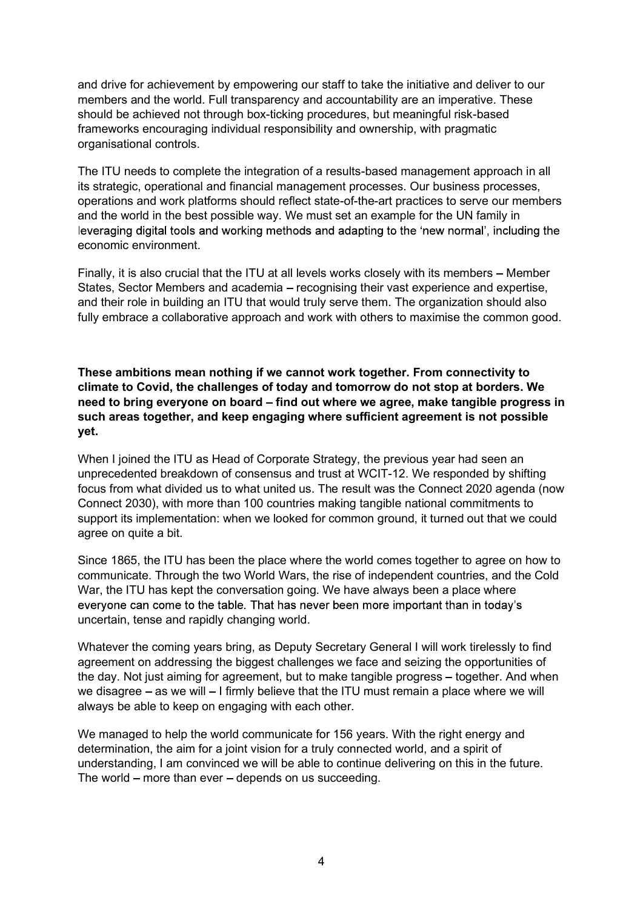and drive for achievement by empowering our staff to take the initiative and deliver to our members and the world. Full transparency and accountability are an imperative. These should be achieved not through box-ticking procedures, but meaningful risk-based frameworks encouraging individual responsibility and ownership, with pragmatic organisational controls.

The ITU needs to complete the integration of a results-based management approach in all its strategic, operational and financial management processes. Our business processes, operations and work platforms should reflect state-of-the-art practices to serve our members and the world in the best possible way. We must set an example for the UN family in leveraging digital tools and working methods and adapting to the 'new normal', including the economic environment.

Finally, it is also crucial that the ITU at all levels works closely with its members – Member States, Sector Members and academia – recognising their vast experience and expertise, and their role in building an ITU that would truly serve them. The organization should also fully embrace a collaborative approach and work with others to maximise the common good.

**These ambitions mean nothing if we cannot work together. From connectivity to climate to Covid, the challenges of today and tomorrow do not stop at borders. We need to bring everyone on board – find out where we agree, make tangible progress in such areas together, and keep engaging where sufficient agreement is not possible yet.**

When I joined the ITU as Head of Corporate Strategy, the previous year had seen an unprecedented breakdown of consensus and trust at WCIT-12. We responded by shifting focus from what divided us to what united us. The result was the Connect 2020 agenda (now Connect 2030), with more than 100 countries making tangible national commitments to support its implementation: when we looked for common ground, it turned out that we could agree on quite a bit.

Since 1865, the ITU has been the place where the world comes together to agree on how to communicate. Through the two World Wars, the rise of independent countries, and the Cold War, the ITU has kept the conversation going. We have always been a place where everyone can come to the table. That has never been more important than in today's uncertain, tense and rapidly changing world.

Whatever the coming years bring, as Deputy Secretary General I will work tirelessly to find agreement on addressing the biggest challenges we face and seizing the opportunities of the day. Not just aiming for agreement, but to make tangible progress – together. And when we disagree – as we will – I firmly believe that the ITU must remain a place where we will always be able to keep on engaging with each other.

We managed to help the world communicate for 156 years. With the right energy and determination, the aim for a joint vision for a truly connected world, and a spirit of understanding, I am convinced we will be able to continue delivering on this in the future. The world – more than ever – depends on us succeeding.